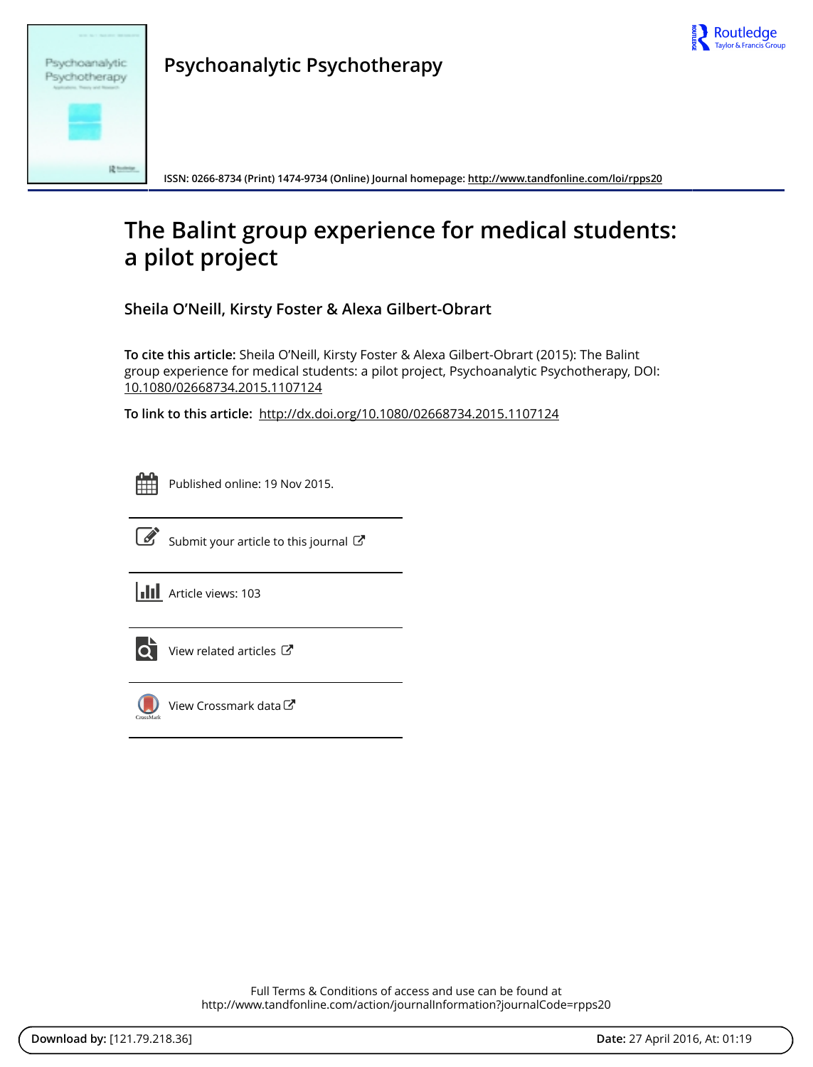# Psychoanalytic Psychotherapy

ISSN: 0266-8734 (Print) 1474-9734 (Online) Journal homepage: http://www.tandfonline.com/loi/rpps20

# The Balint group experience for medical students: a pilot project

**Sheila O'Neill, Kirsty Foster & Alexa Gilbert-Obrart**

**To cite this article:** Sheila O'Neill, Kirsty Foster & Alexa Gilbert-Obrart (2015): The Balint group experience for medical students: a pilot project, Psychoanalytic Psychotherapy, DOI: 10.1080/02668734.2015.1107124

**To link to this article:** http://dx.doi.org/10.1080/02668734.2015.1107124

Published online: 19 Nov 2015.

Submit your article to this journal

Article views: 103

View related articles

View Crossmark data

Full Terms & Conditions of access and use can be found at
http://www.tandfonline.com/action/journalInformation?journalCode=rpps20

**Download by:** [121.79.218.36] **Date:** 27 April 2016, At: 01:19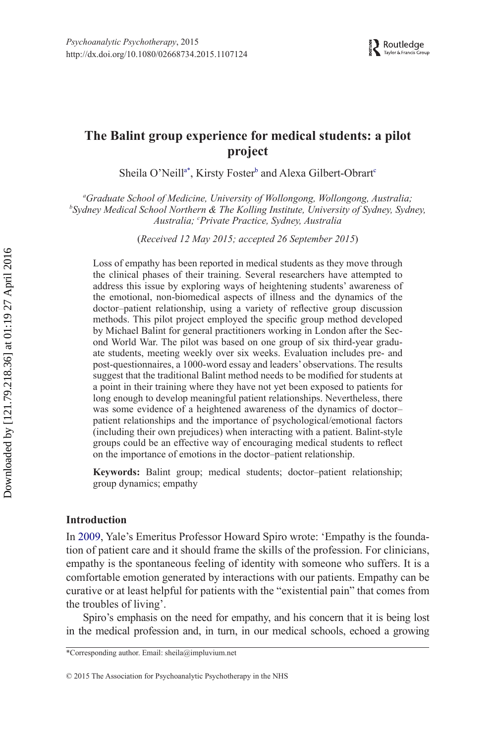# The Balint group experience for medical students: a pilot project

Sheila O'Neill[a*], Kirsty Foster[b] and Alexa Gilbert-Obrart[c]

*[a]Graduate School of Medicine, University of Wollongong, Wollongong, Australia; [b]Sydney Medical School Northern & The Kolling Institute, University of Sydney, Sydney, Australia; [c]Private Practice, Sydney, Australia*

(*Received 12 May 2015; accepted 26 September 2015*)

Loss of empathy has been reported in medical students as they move through the clinical phases of their training. Several researchers have attempted to address this issue by exploring ways of heightening students' awareness of the emotional, non-biomedical aspects of illness and the dynamics of the doctor–patient relationship, using a variety of reflective group discussion methods. This pilot project employed the specific group method developed by Michael Balint for general practitioners working in London after the Second World War. The pilot was based on one group of six third-year graduate students, meeting weekly over six weeks. Evaluation includes pre- and post-questionnaires, a 1000-word essay and leaders' observations. The results suggest that the traditional Balint method needs to be modified for students at a point in their training where they have not yet been exposed to patients for long enough to develop meaningful patient relationships. Nevertheless, there was some evidence of a heightened awareness of the dynamics of doctor–patient relationships and the importance of psychological/emotional factors (including their own prejudices) when interacting with a patient. Balint-style groups could be an effective way of encouraging medical students to reflect on the importance of emotions in the doctor–patient relationship.

**Keywords:** Balint group; medical students; doctor–patient relationship; group dynamics; empathy

## Introduction

In 2009, Yale's Emeritus Professor Howard Spiro wrote: 'Empathy is the foundation of patient care and it should frame the skills of the profession. For clinicians, empathy is the spontaneous feeling of identity with someone who suffers. It is a comfortable emotion generated by interactions with our patients. Empathy can be curative or at least helpful for patients with the "existential pain" that comes from the troubles of living'.

Spiro's emphasis on the need for empathy, and his concern that it is being lost in the medical profession and, in turn, in our medical schools, echoed a growing

*Corresponding author. Email: sheila@impluvium.net

© 2015 The Association for Psychoanalytic Psychotherapy in the NHS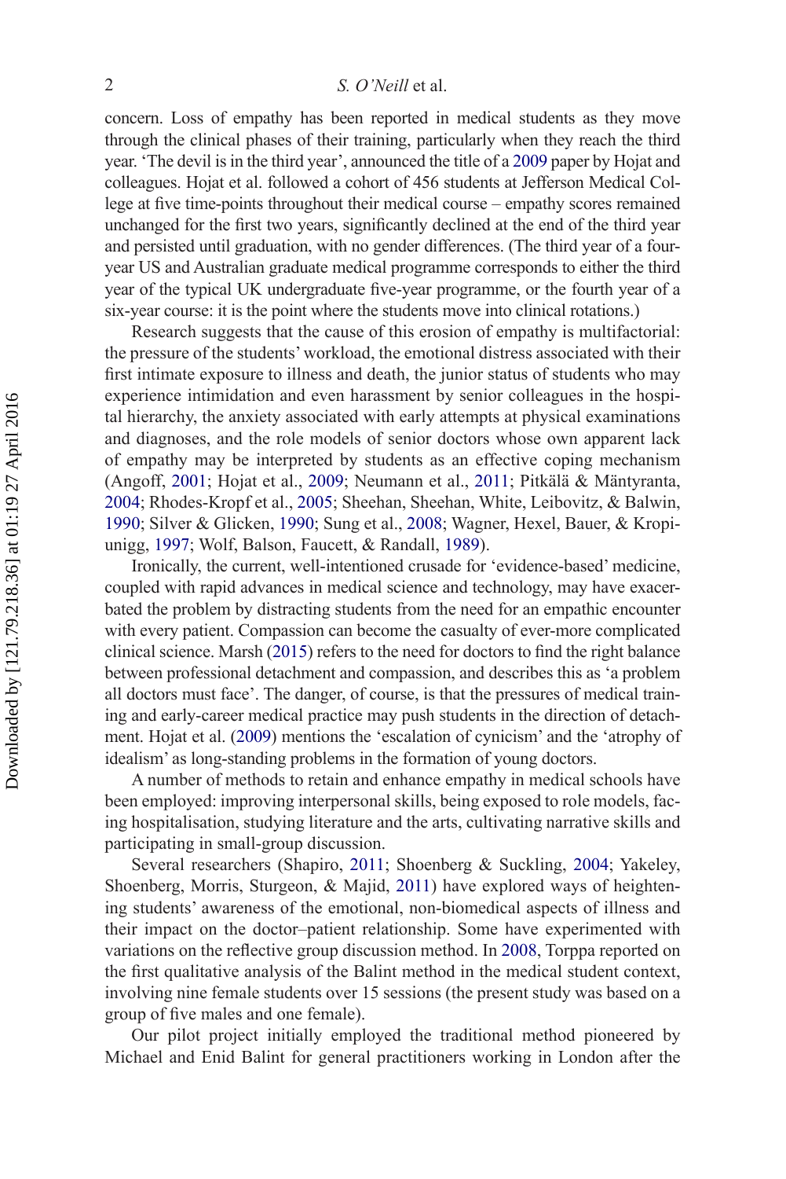concern. Loss of empathy has been reported in medical students as they move through the clinical phases of their training, particularly when they reach the third year. 'The devil is in the third year', announced the title of a 2009 paper by Hojat and colleagues. Hojat et al. followed a cohort of 456 students at Jefferson Medical College at five time-points throughout their medical course – empathy scores remained unchanged for the first two years, significantly declined at the end of the third year and persisted until graduation, with no gender differences. (The third year of a four-year US and Australian graduate medical programme corresponds to either the third year of the typical UK undergraduate five-year programme, or the fourth year of a six-year course: it is the point where the students move into clinical rotations.)

Research suggests that the cause of this erosion of empathy is multifactorial: the pressure of the students' workload, the emotional distress associated with their first intimate exposure to illness and death, the junior status of students who may experience intimidation and even harassment by senior colleagues in the hospital hierarchy, the anxiety associated with early attempts at physical examinations and diagnoses, and the role models of senior doctors whose own apparent lack of empathy may be interpreted by students as an effective coping mechanism (Angoff, 2001; Hojat et al., 2009; Neumann et al., 2011; Pitkälä & Mäntyranta, 2004; Rhodes-Kropf et al., 2005; Sheehan, Sheehan, White, Leibovitz, & Balwin, 1990; Silver & Glicken, 1990; Sung et al., 2008; Wagner, Hexel, Bauer, & Kropiunigg, 1997; Wolf, Balson, Faucett, & Randall, 1989).

Ironically, the current, well-intentioned crusade for 'evidence-based' medicine, coupled with rapid advances in medical science and technology, may have exacerbated the problem by distracting students from the need for an empathic encounter with every patient. Compassion can become the casualty of ever-more complicated clinical science. Marsh (2015) refers to the need for doctors to find the right balance between professional detachment and compassion, and describes this as 'a problem all doctors must face'. The danger, of course, is that the pressures of medical training and early-career medical practice may push students in the direction of detachment. Hojat et al. (2009) mentions the 'escalation of cynicism' and the 'atrophy of idealism' as long-standing problems in the formation of young doctors.

A number of methods to retain and enhance empathy in medical schools have been employed: improving interpersonal skills, being exposed to role models, facing hospitalisation, studying literature and the arts, cultivating narrative skills and participating in small-group discussion.

Several researchers (Shapiro, 2011; Shoenberg & Suckling, 2004; Yakeley, Shoenberg, Morris, Sturgeon, & Majid, 2011) have explored ways of heightening students' awareness of the emotional, non-biomedical aspects of illness and their impact on the doctor–patient relationship. Some have experimented with variations on the reflective group discussion method. In 2008, Torppa reported on the first qualitative analysis of the Balint method in the medical student context, involving nine female students over 15 sessions (the present study was based on a group of five males and one female).

Our pilot project initially employed the traditional method pioneered by Michael and Enid Balint for general practitioners working in London after the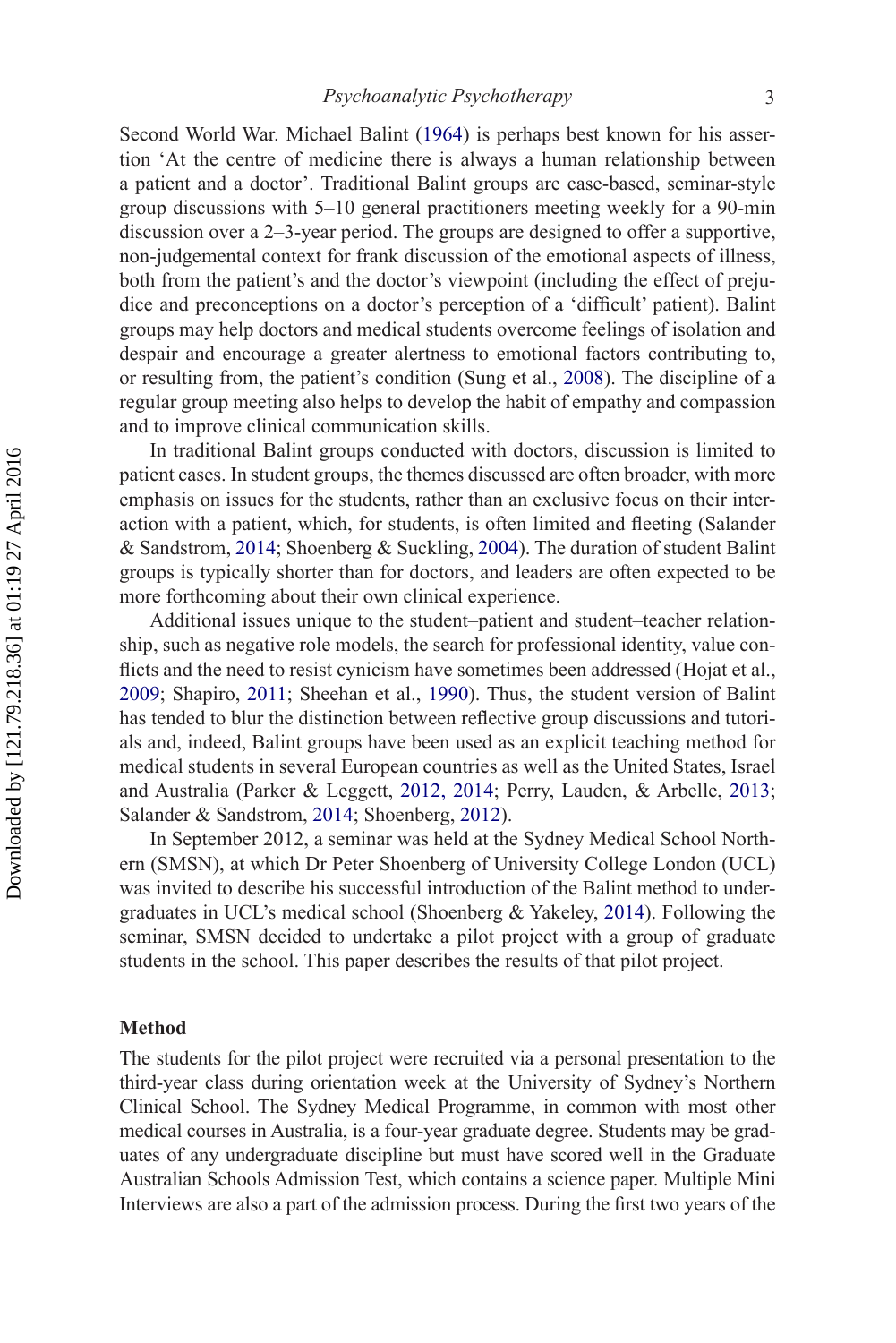Second World War. Michael Balint (1964) is perhaps best known for his assertion 'At the centre of medicine there is always a human relationship between a patient and a doctor'. Traditional Balint groups are case-based, seminar-style group discussions with 5–10 general practitioners meeting weekly for a 90-min discussion over a 2–3-year period. The groups are designed to offer a supportive, non-judgemental context for frank discussion of the emotional aspects of illness, both from the patient's and the doctor's viewpoint (including the effect of prejudice and preconceptions on a doctor's perception of a 'difficult' patient). Balint groups may help doctors and medical students overcome feelings of isolation and despair and encourage a greater alertness to emotional factors contributing to, or resulting from, the patient's condition (Sung et al., 2008). The discipline of a regular group meeting also helps to develop the habit of empathy and compassion and to improve clinical communication skills.

In traditional Balint groups conducted with doctors, discussion is limited to patient cases. In student groups, the themes discussed are often broader, with more emphasis on issues for the students, rather than an exclusive focus on their interaction with a patient, which, for students, is often limited and fleeting (Salander & Sandstrom, 2014; Shoenberg & Suckling, 2004). The duration of student Balint groups is typically shorter than for doctors, and leaders are often expected to be more forthcoming about their own clinical experience.

Additional issues unique to the student–patient and student–teacher relationship, such as negative role models, the search for professional identity, value conflicts and the need to resist cynicism have sometimes been addressed (Hojat et al., 2009; Shapiro, 2011; Sheehan et al., 1990). Thus, the student version of Balint has tended to blur the distinction between reflective group discussions and tutorials and, indeed, Balint groups have been used as an explicit teaching method for medical students in several European countries as well as the United States, Israel and Australia (Parker & Leggett, 2012, 2014; Perry, Lauden, & Arbelle, 2013; Salander & Sandstrom, 2014; Shoenberg, 2012).

In September 2012, a seminar was held at the Sydney Medical School Northern (SMSN), at which Dr Peter Shoenberg of University College London (UCL) was invited to describe his successful introduction of the Balint method to undergraduates in UCL's medical school (Shoenberg & Yakeley, 2014). Following the seminar, SMSN decided to undertake a pilot project with a group of graduate students in the school. This paper describes the results of that pilot project.

## Method

The students for the pilot project were recruited via a personal presentation to the third-year class during orientation week at the University of Sydney's Northern Clinical School. The Sydney Medical Programme, in common with most other medical courses in Australia, is a four-year graduate degree. Students may be graduates of any undergraduate discipline but must have scored well in the Graduate Australian Schools Admission Test, which contains a science paper. Multiple Mini Interviews are also a part of the admission process. During the first two years of the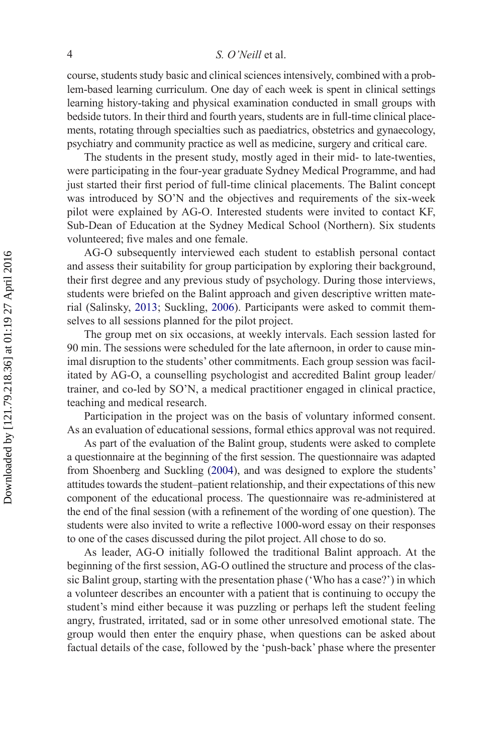course, students study basic and clinical sciences intensively, combined with a problem-based learning curriculum. One day of each week is spent in clinical settings learning history-taking and physical examination conducted in small groups with bedside tutors. In their third and fourth years, students are in full-time clinical placements, rotating through specialties such as paediatrics, obstetrics and gynaecology, psychiatry and community practice as well as medicine, surgery and critical care.

The students in the present study, mostly aged in their mid- to late-twenties, were participating in the four-year graduate Sydney Medical Programme, and had just started their first period of full-time clinical placements. The Balint concept was introduced by SO'N and the objectives and requirements of the six-week pilot were explained by AG-O. Interested students were invited to contact KF, Sub-Dean of Education at the Sydney Medical School (Northern). Six students volunteered; five males and one female.

AG-O subsequently interviewed each student to establish personal contact and assess their suitability for group participation by exploring their background, their first degree and any previous study of psychology. During those interviews, students were briefed on the Balint approach and given descriptive written material (Salinsky, 2013; Suckling, 2006). Participants were asked to commit themselves to all sessions planned for the pilot project.

The group met on six occasions, at weekly intervals. Each session lasted for 90 min. The sessions were scheduled for the late afternoon, in order to cause minimal disruption to the students' other commitments. Each group session was facilitated by AG-O, a counselling psychologist and accredited Balint group leader/trainer, and co-led by SO'N, a medical practitioner engaged in clinical practice, teaching and medical research.

Participation in the project was on the basis of voluntary informed consent. As an evaluation of educational sessions, formal ethics approval was not required.

As part of the evaluation of the Balint group, students were asked to complete a questionnaire at the beginning of the first session. The questionnaire was adapted from Shoenberg and Suckling (2004), and was designed to explore the students' attitudes towards the student–patient relationship, and their expectations of this new component of the educational process. The questionnaire was re-administered at the end of the final session (with a refinement of the wording of one question). The students were also invited to write a reflective 1000-word essay on their responses to one of the cases discussed during the pilot project. All chose to do so.

As leader, AG-O initially followed the traditional Balint approach. At the beginning of the first session, AG-O outlined the structure and process of the classic Balint group, starting with the presentation phase ('Who has a case?') in which a volunteer describes an encounter with a patient that is continuing to occupy the student's mind either because it was puzzling or perhaps left the student feeling angry, frustrated, irritated, sad or in some other unresolved emotional state. The group would then enter the enquiry phase, when questions can be asked about factual details of the case, followed by the 'push-back' phase where the presenter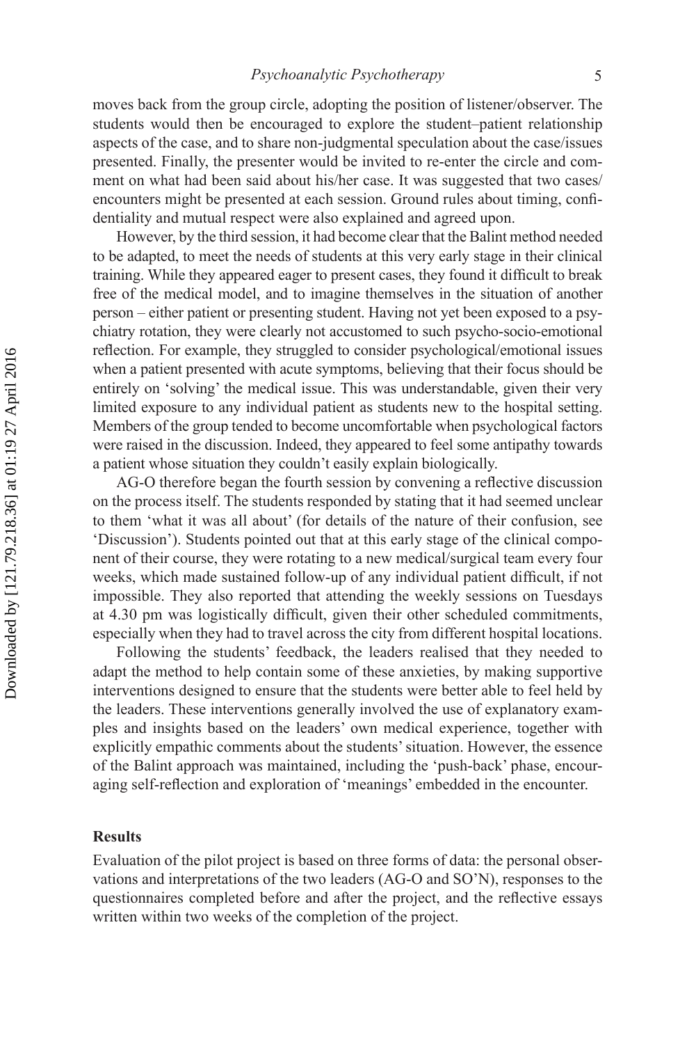moves back from the group circle, adopting the position of listener/observer. The students would then be encouraged to explore the student–patient relationship aspects of the case, and to share non-judgmental speculation about the case/issues presented. Finally, the presenter would be invited to re-enter the circle and comment on what had been said about his/her case. It was suggested that two cases/encounters might be presented at each session. Ground rules about timing, confidentiality and mutual respect were also explained and agreed upon.

However, by the third session, it had become clear that the Balint method needed to be adapted, to meet the needs of students at this very early stage in their clinical training. While they appeared eager to present cases, they found it difficult to break free of the medical model, and to imagine themselves in the situation of another person – either patient or presenting student. Having not yet been exposed to a psychiatry rotation, they were clearly not accustomed to such psycho-socio-emotional reflection. For example, they struggled to consider psychological/emotional issues when a patient presented with acute symptoms, believing that their focus should be entirely on 'solving' the medical issue. This was understandable, given their very limited exposure to any individual patient as students new to the hospital setting. Members of the group tended to become uncomfortable when psychological factors were raised in the discussion. Indeed, they appeared to feel some antipathy towards a patient whose situation they couldn't easily explain biologically.

AG-O therefore began the fourth session by convening a reflective discussion on the process itself. The students responded by stating that it had seemed unclear to them 'what it was all about' (for details of the nature of their confusion, see 'Discussion'). Students pointed out that at this early stage of the clinical component of their course, they were rotating to a new medical/surgical team every four weeks, which made sustained follow-up of any individual patient difficult, if not impossible. They also reported that attending the weekly sessions on Tuesdays at 4.30 pm was logistically difficult, given their other scheduled commitments, especially when they had to travel across the city from different hospital locations.

Following the students' feedback, the leaders realised that they needed to adapt the method to help contain some of these anxieties, by making supportive interventions designed to ensure that the students were better able to feel held by the leaders. These interventions generally involved the use of explanatory examples and insights based on the leaders' own medical experience, together with explicitly empathic comments about the students' situation. However, the essence of the Balint approach was maintained, including the 'push-back' phase, encouraging self-reflection and exploration of 'meanings' embedded in the encounter.

## Results

Evaluation of the pilot project is based on three forms of data: the personal observations and interpretations of the two leaders (AG-O and SO'N), responses to the questionnaires completed before and after the project, and the reflective essays written within two weeks of the completion of the project.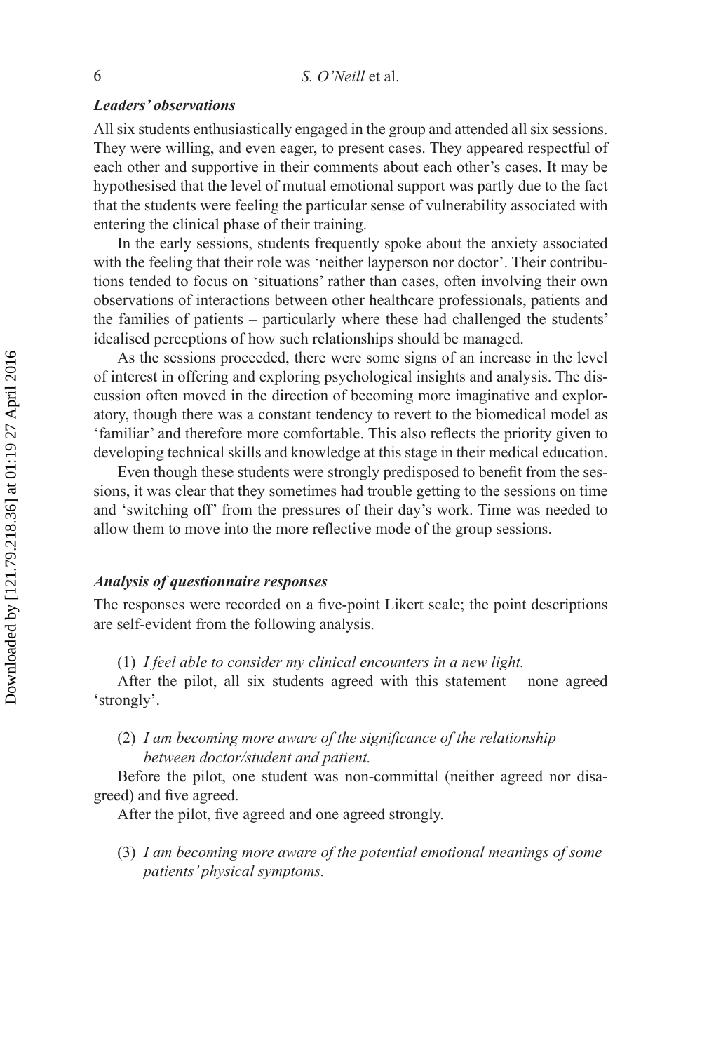### *Leaders' observations*

All six students enthusiastically engaged in the group and attended all six sessions. They were willing, and even eager, to present cases. They appeared respectful of each other and supportive in their comments about each other's cases. It may be hypothesised that the level of mutual emotional support was partly due to the fact that the students were feeling the particular sense of vulnerability associated with entering the clinical phase of their training.

In the early sessions, students frequently spoke about the anxiety associated with the feeling that their role was 'neither layperson nor doctor'. Their contributions tended to focus on 'situations' rather than cases, often involving their own observations of interactions between other healthcare professionals, patients and the families of patients – particularly where these had challenged the students' idealised perceptions of how such relationships should be managed.

As the sessions proceeded, there were some signs of an increase in the level of interest in offering and exploring psychological insights and analysis. The discussion often moved in the direction of becoming more imaginative and exploratory, though there was a constant tendency to revert to the biomedical model as 'familiar' and therefore more comfortable. This also reflects the priority given to developing technical skills and knowledge at this stage in their medical education.

Even though these students were strongly predisposed to benefit from the sessions, it was clear that they sometimes had trouble getting to the sessions on time and 'switching off' from the pressures of their day's work. Time was needed to allow them to move into the more reflective mode of the group sessions.

### *Analysis of questionnaire responses*

The responses were recorded on a five-point Likert scale; the point descriptions are self-evident from the following analysis.

(1) *I feel able to consider my clinical encounters in a new light.*

After the pilot, all six students agreed with this statement – none agreed 'strongly'.

(2) *I am becoming more aware of the significance of the relationship between doctor/student and patient.*

Before the pilot, one student was non-committal (neither agreed nor disagreed) and five agreed.

After the pilot, five agreed and one agreed strongly.

(3) *I am becoming more aware of the potential emotional meanings of some patients' physical symptoms.*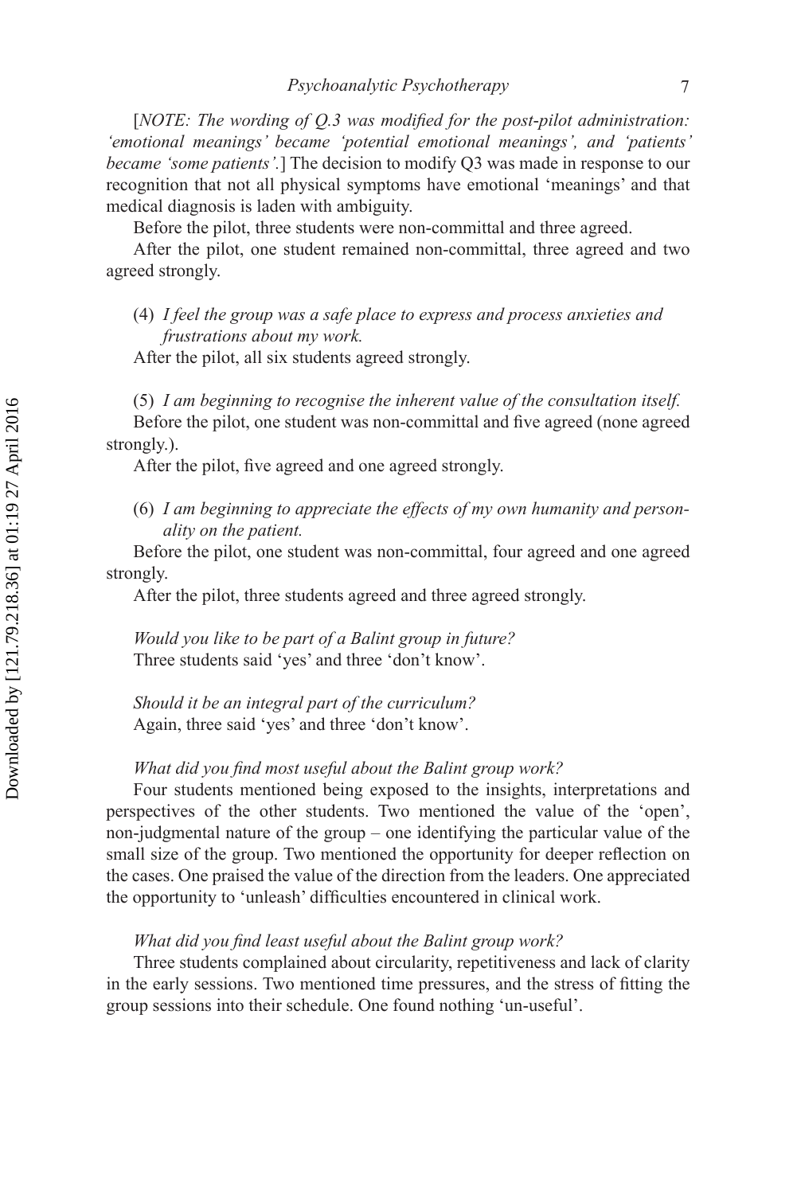[*NOTE: The wording of Q.3 was modified for the post-pilot administration: 'emotional meanings' became 'potential emotional meanings', and 'patients' became 'some patients'.*] The decision to modify Q3 was made in response to our recognition that not all physical symptoms have emotional 'meanings' and that medical diagnosis is laden with ambiguity.

Before the pilot, three students were non-committal and three agreed.

After the pilot, one student remained non-committal, three agreed and two agreed strongly.

(4) *I feel the group was a safe place to express and process anxieties and frustrations about my work.*

After the pilot, all six students agreed strongly.

(5) *I am beginning to recognise the inherent value of the consultation itself.*

Before the pilot, one student was non-committal and five agreed (none agreed strongly.).

After the pilot, five agreed and one agreed strongly.

(6) *I am beginning to appreciate the effects of my own humanity and personality on the patient.*

Before the pilot, one student was non-committal, four agreed and one agreed strongly.

After the pilot, three students agreed and three agreed strongly.

*Would you like to be part of a Balint group in future?*
Three students said 'yes' and three 'don't know'.

*Should it be an integral part of the curriculum?*
Again, three said 'yes' and three 'don't know'.

*What did you find most useful about the Balint group work?*

Four students mentioned being exposed to the insights, interpretations and perspectives of the other students. Two mentioned the value of the 'open', non-judgmental nature of the group – one identifying the particular value of the small size of the group. Two mentioned the opportunity for deeper reflection on the cases. One praised the value of the direction from the leaders. One appreciated the opportunity to 'unleash' difficulties encountered in clinical work.

*What did you find least useful about the Balint group work?*

Three students complained about circularity, repetitiveness and lack of clarity in the early sessions. Two mentioned time pressures, and the stress of fitting the group sessions into their schedule. One found nothing 'un-useful'.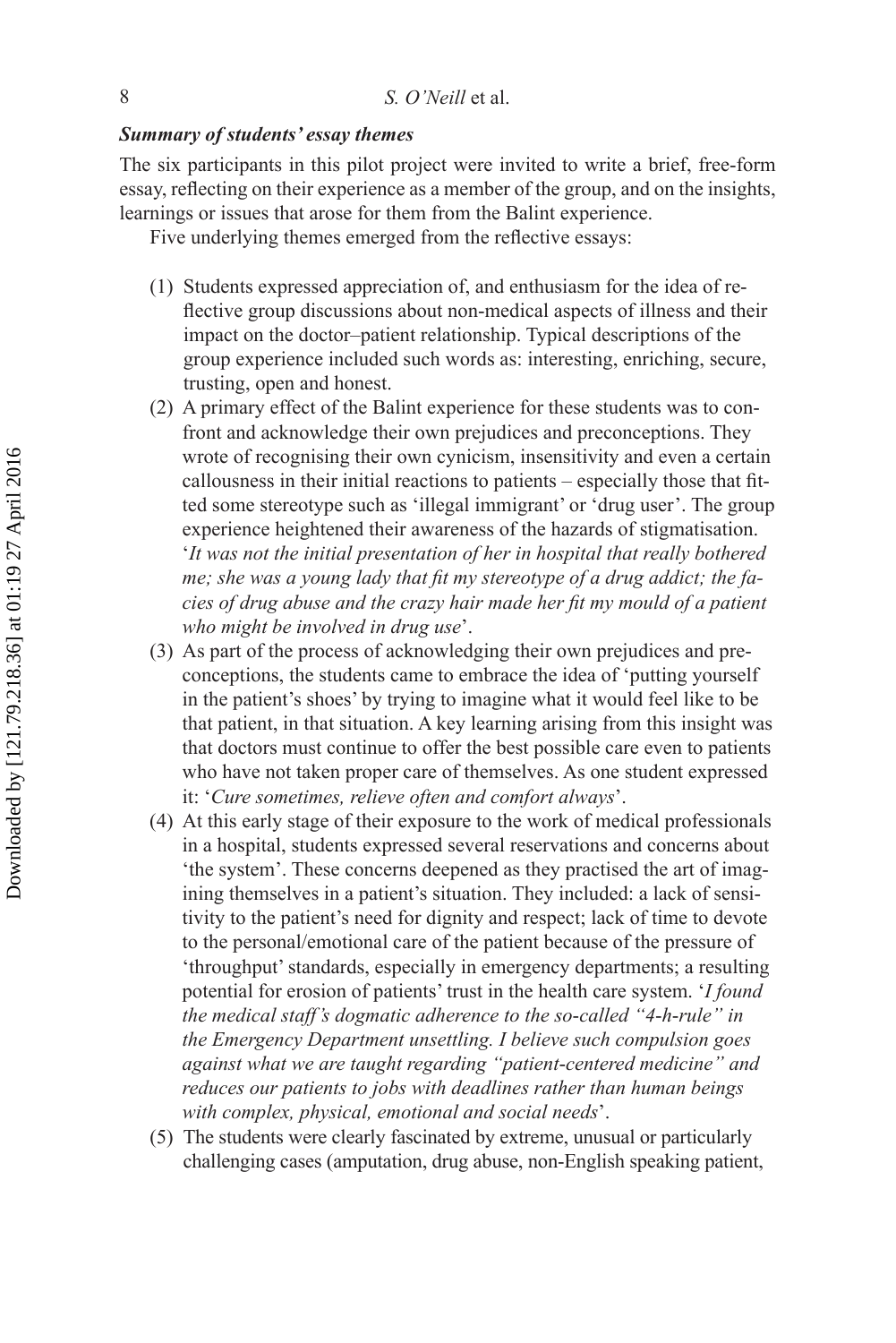### *Summary of students' essay themes*

The six participants in this pilot project were invited to write a brief, free-form essay, reflecting on their experience as a member of the group, and on the insights, learnings or issues that arose for them from the Balint experience.

Five underlying themes emerged from the reflective essays:

(1) Students expressed appreciation of, and enthusiasm for the idea of reflective group discussions about non-medical aspects of illness and their impact on the doctor–patient relationship. Typical descriptions of the group experience included such words as: interesting, enriching, secure, trusting, open and honest.

(2) A primary effect of the Balint experience for these students was to confront and acknowledge their own prejudices and preconceptions. They wrote of recognising their own cynicism, insensitivity and even a certain callousness in their initial reactions to patients – especially those that fitted some stereotype such as 'illegal immigrant' or 'drug user'. The group experience heightened their awareness of the hazards of stigmatisation. '*It was not the initial presentation of her in hospital that really bothered me; she was a young lady that fit my stereotype of a drug addict; the facies of drug abuse and the crazy hair made her fit my mould of a patient who might be involved in drug use*'.

(3) As part of the process of acknowledging their own prejudices and preconceptions, the students came to embrace the idea of 'putting yourself in the patient's shoes' by trying to imagine what it would feel like to be that patient, in that situation. A key learning arising from this insight was that doctors must continue to offer the best possible care even to patients who have not taken proper care of themselves. As one student expressed it: '*Cure sometimes, relieve often and comfort always*'.

(4) At this early stage of their exposure to the work of medical professionals in a hospital, students expressed several reservations and concerns about 'the system'. These concerns deepened as they practised the art of imagining themselves in a patient's situation. They included: a lack of sensitivity to the patient's need for dignity and respect; lack of time to devote to the personal/emotional care of the patient because of the pressure of 'throughput' standards, especially in emergency departments; a resulting potential for erosion of patients' trust in the health care system. '*I found the medical staff's dogmatic adherence to the so-called "4-h-rule" in the Emergency Department unsettling. I believe such compulsion goes against what we are taught regarding "patient-centered medicine" and reduces our patients to jobs with deadlines rather than human beings with complex, physical, emotional and social needs*'.

(5) The students were clearly fascinated by extreme, unusual or particularly challenging cases (amputation, drug abuse, non-English speaking patient,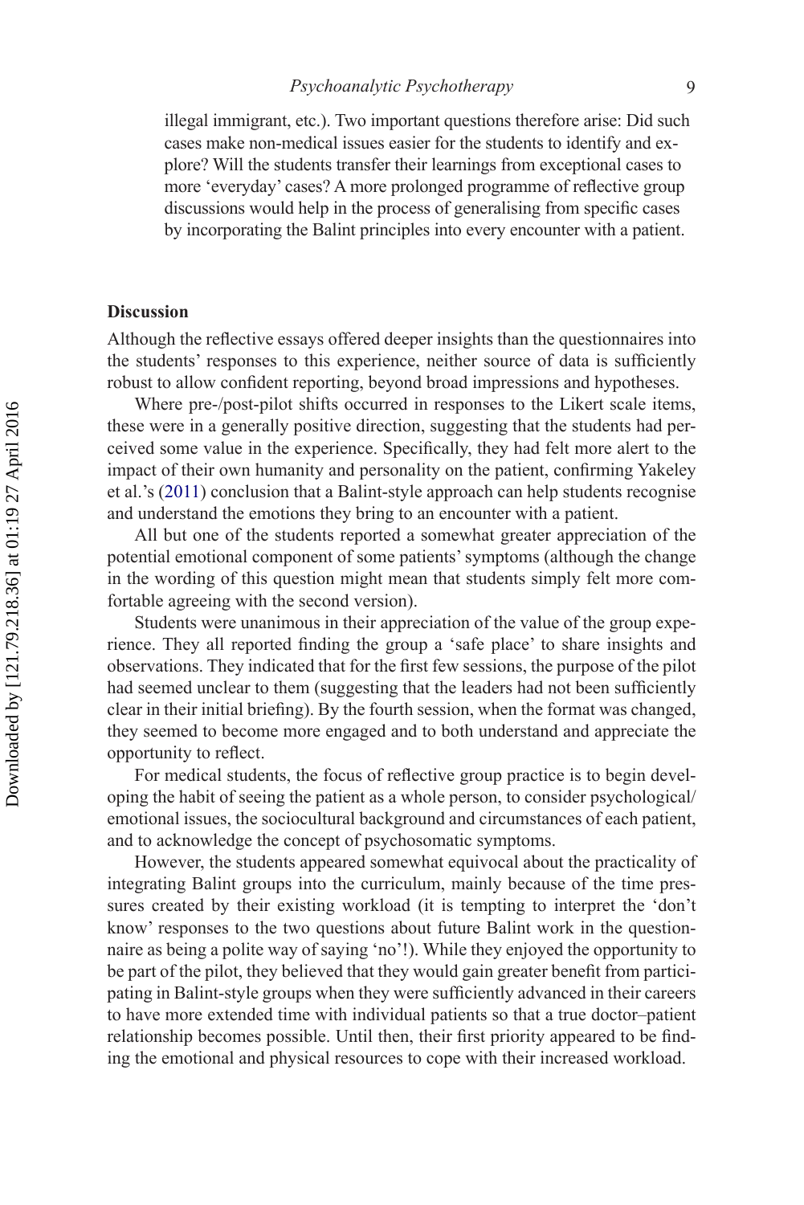illegal immigrant, etc.). Two important questions therefore arise: Did such cases make non-medical issues easier for the students to identify and explore? Will the students transfer their learnings from exceptional cases to more 'everyday' cases? A more prolonged programme of reflective group discussions would help in the process of generalising from specific cases by incorporating the Balint principles into every encounter with a patient.

## Discussion

Although the reflective essays offered deeper insights than the questionnaires into the students' responses to this experience, neither source of data is sufficiently robust to allow confident reporting, beyond broad impressions and hypotheses.

Where pre-/post-pilot shifts occurred in responses to the Likert scale items, these were in a generally positive direction, suggesting that the students had perceived some value in the experience. Specifically, they had felt more alert to the impact of their own humanity and personality on the patient, confirming Yakeley et al.'s (2011) conclusion that a Balint-style approach can help students recognise and understand the emotions they bring to an encounter with a patient.

All but one of the students reported a somewhat greater appreciation of the potential emotional component of some patients' symptoms (although the change in the wording of this question might mean that students simply felt more comfortable agreeing with the second version).

Students were unanimous in their appreciation of the value of the group experience. They all reported finding the group a 'safe place' to share insights and observations. They indicated that for the first few sessions, the purpose of the pilot had seemed unclear to them (suggesting that the leaders had not been sufficiently clear in their initial briefing). By the fourth session, when the format was changed, they seemed to become more engaged and to both understand and appreciate the opportunity to reflect.

For medical students, the focus of reflective group practice is to begin developing the habit of seeing the patient as a whole person, to consider psychological/emotional issues, the sociocultural background and circumstances of each patient, and to acknowledge the concept of psychosomatic symptoms.

However, the students appeared somewhat equivocal about the practicality of integrating Balint groups into the curriculum, mainly because of the time pressures created by their existing workload (it is tempting to interpret the 'don't know' responses to the two questions about future Balint work in the questionnaire as being a polite way of saying 'no'!). While they enjoyed the opportunity to be part of the pilot, they believed that they would gain greater benefit from participating in Balint-style groups when they were sufficiently advanced in their careers to have more extended time with individual patients so that a true doctor–patient relationship becomes possible. Until then, their first priority appeared to be finding the emotional and physical resources to cope with their increased workload.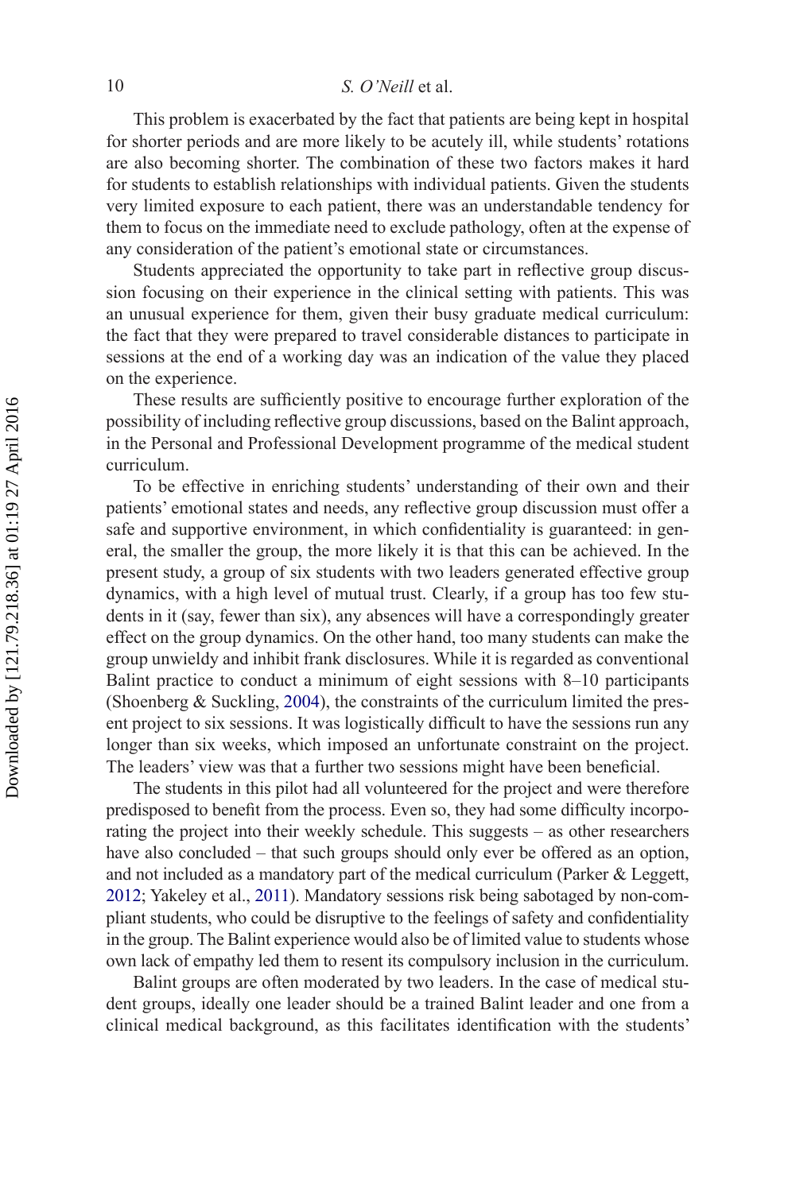This problem is exacerbated by the fact that patients are being kept in hospital for shorter periods and are more likely to be acutely ill, while students' rotations are also becoming shorter. The combination of these two factors makes it hard for students to establish relationships with individual patients. Given the students very limited exposure to each patient, there was an understandable tendency for them to focus on the immediate need to exclude pathology, often at the expense of any consideration of the patient's emotional state or circumstances.

Students appreciated the opportunity to take part in reflective group discussion focusing on their experience in the clinical setting with patients. This was an unusual experience for them, given their busy graduate medical curriculum: the fact that they were prepared to travel considerable distances to participate in sessions at the end of a working day was an indication of the value they placed on the experience.

These results are sufficiently positive to encourage further exploration of the possibility of including reflective group discussions, based on the Balint approach, in the Personal and Professional Development programme of the medical student curriculum.

To be effective in enriching students' understanding of their own and their patients' emotional states and needs, any reflective group discussion must offer a safe and supportive environment, in which confidentiality is guaranteed: in general, the smaller the group, the more likely it is that this can be achieved. In the present study, a group of six students with two leaders generated effective group dynamics, with a high level of mutual trust. Clearly, if a group has too few students in it (say, fewer than six), any absences will have a correspondingly greater effect on the group dynamics. On the other hand, too many students can make the group unwieldy and inhibit frank disclosures. While it is regarded as conventional Balint practice to conduct a minimum of eight sessions with 8–10 participants (Shoenberg & Suckling, 2004), the constraints of the curriculum limited the present project to six sessions. It was logistically difficult to have the sessions run any longer than six weeks, which imposed an unfortunate constraint on the project. The leaders' view was that a further two sessions might have been beneficial.

The students in this pilot had all volunteered for the project and were therefore predisposed to benefit from the process. Even so, they had some difficulty incorporating the project into their weekly schedule. This suggests – as other researchers have also concluded – that such groups should only ever be offered as an option, and not included as a mandatory part of the medical curriculum (Parker & Leggett, 2012; Yakeley et al., 2011). Mandatory sessions risk being sabotaged by non-compliant students, who could be disruptive to the feelings of safety and confidentiality in the group. The Balint experience would also be of limited value to students whose own lack of empathy led them to resent its compulsory inclusion in the curriculum.

Balint groups are often moderated by two leaders. In the case of medical student groups, ideally one leader should be a trained Balint leader and one from a clinical medical background, as this facilitates identification with the students'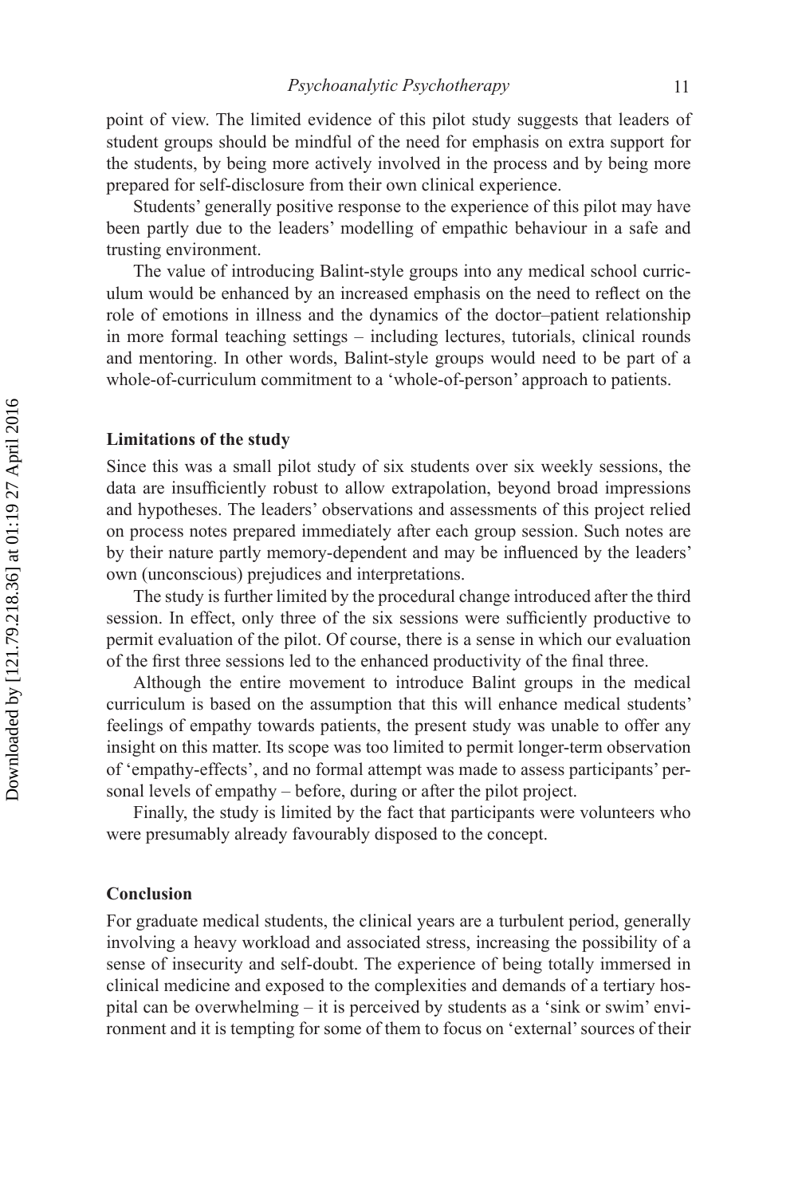point of view. The limited evidence of this pilot study suggests that leaders of student groups should be mindful of the need for emphasis on extra support for the students, by being more actively involved in the process and by being more prepared for self-disclosure from their own clinical experience.

Students' generally positive response to the experience of this pilot may have been partly due to the leaders' modelling of empathic behaviour in a safe and trusting environment.

The value of introducing Balint-style groups into any medical school curriculum would be enhanced by an increased emphasis on the need to reflect on the role of emotions in illness and the dynamics of the doctor–patient relationship in more formal teaching settings – including lectures, tutorials, clinical rounds and mentoring. In other words, Balint-style groups would need to be part of a whole-of-curriculum commitment to a 'whole-of-person' approach to patients.

### Limitations of the study

Since this was a small pilot study of six students over six weekly sessions, the data are insufficiently robust to allow extrapolation, beyond broad impressions and hypotheses. The leaders' observations and assessments of this project relied on process notes prepared immediately after each group session. Such notes are by their nature partly memory-dependent and may be influenced by the leaders' own (unconscious) prejudices and interpretations.

The study is further limited by the procedural change introduced after the third session. In effect, only three of the six sessions were sufficiently productive to permit evaluation of the pilot. Of course, there is a sense in which our evaluation of the first three sessions led to the enhanced productivity of the final three.

Although the entire movement to introduce Balint groups in the medical curriculum is based on the assumption that this will enhance medical students' feelings of empathy towards patients, the present study was unable to offer any insight on this matter. Its scope was too limited to permit longer-term observation of 'empathy-effects', and no formal attempt was made to assess participants' personal levels of empathy – before, during or after the pilot project.

Finally, the study is limited by the fact that participants were volunteers who were presumably already favourably disposed to the concept.

### Conclusion

For graduate medical students, the clinical years are a turbulent period, generally involving a heavy workload and associated stress, increasing the possibility of a sense of insecurity and self-doubt. The experience of being totally immersed in clinical medicine and exposed to the complexities and demands of a tertiary hospital can be overwhelming – it is perceived by students as a 'sink or swim' environment and it is tempting for some of them to focus on 'external' sources of their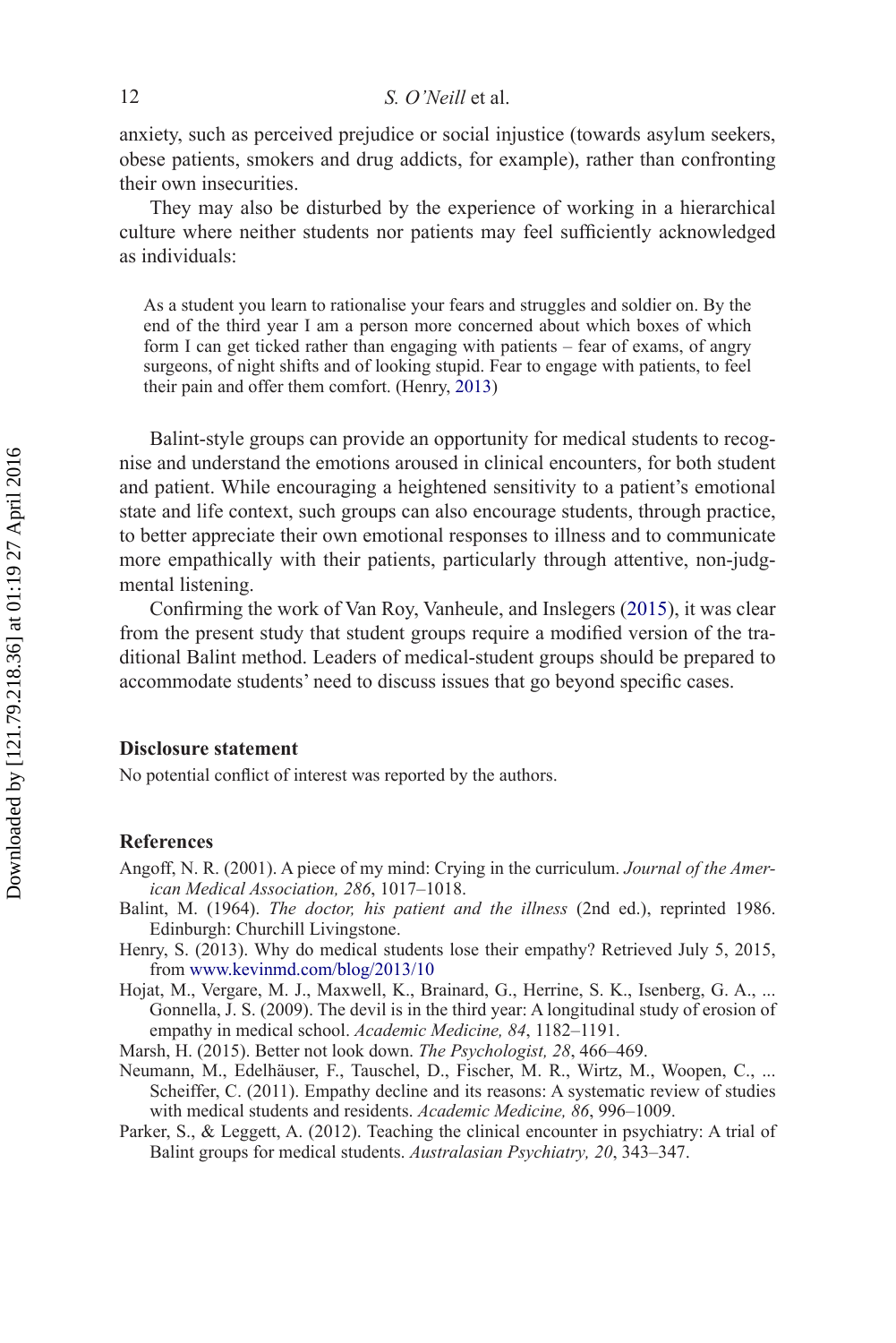anxiety, such as perceived prejudice or social injustice (towards asylum seekers, obese patients, smokers and drug addicts, for example), rather than confronting their own insecurities.

They may also be disturbed by the experience of working in a hierarchical culture where neither students nor patients may feel sufficiently acknowledged as individuals:

> As a student you learn to rationalise your fears and struggles and soldier on. By the end of the third year I am a person more concerned about which boxes of which form I can get ticked rather than engaging with patients – fear of exams, of angry surgeons, of night shifts and of looking stupid. Fear to engage with patients, to feel their pain and offer them comfort. (Henry, 2013)

Balint-style groups can provide an opportunity for medical students to recognise and understand the emotions aroused in clinical encounters, for both student and patient. While encouraging a heightened sensitivity to a patient's emotional state and life context, such groups can also encourage students, through practice, to better appreciate their own emotional responses to illness and to communicate more empathically with their patients, particularly through attentive, non-judgmental listening.

Confirming the work of Van Roy, Vanheule, and Inslegers (2015), it was clear from the present study that student groups require a modified version of the traditional Balint method. Leaders of medical-student groups should be prepared to accommodate students' need to discuss issues that go beyond specific cases.

## Disclosure statement

No potential conflict of interest was reported by the authors.

## References

Angoff, N. R. (2001). A piece of my mind: Crying in the curriculum. *Journal of the American Medical Association, 286*, 1017–1018.

Balint, M. (1964). *The doctor, his patient and the illness* (2nd ed.), reprinted 1986. Edinburgh: Churchill Livingstone.

Henry, S. (2013). Why do medical students lose their empathy? Retrieved July 5, 2015, from www.kevinmd.com/blog/2013/10

Hojat, M., Vergare, M. J., Maxwell, K., Brainard, G., Herrine, S. K., Isenberg, G. A., ... Gonnella, J. S. (2009). The devil is in the third year: A longitudinal study of erosion of empathy in medical school. *Academic Medicine, 84*, 1182–1191.

Marsh, H. (2015). Better not look down. *The Psychologist, 28*, 466–469.

Neumann, M., Edelhäuser, F., Tauschel, D., Fischer, M. R., Wirtz, M., Woopen, C., ... Scheiffer, C. (2011). Empathy decline and its reasons: A systematic review of studies with medical students and residents. *Academic Medicine, 86*, 996–1009.

Parker, S., & Leggett, A. (2012). Teaching the clinical encounter in psychiatry: A trial of Balint groups for medical students. *Australasian Psychiatry, 20*, 343–347.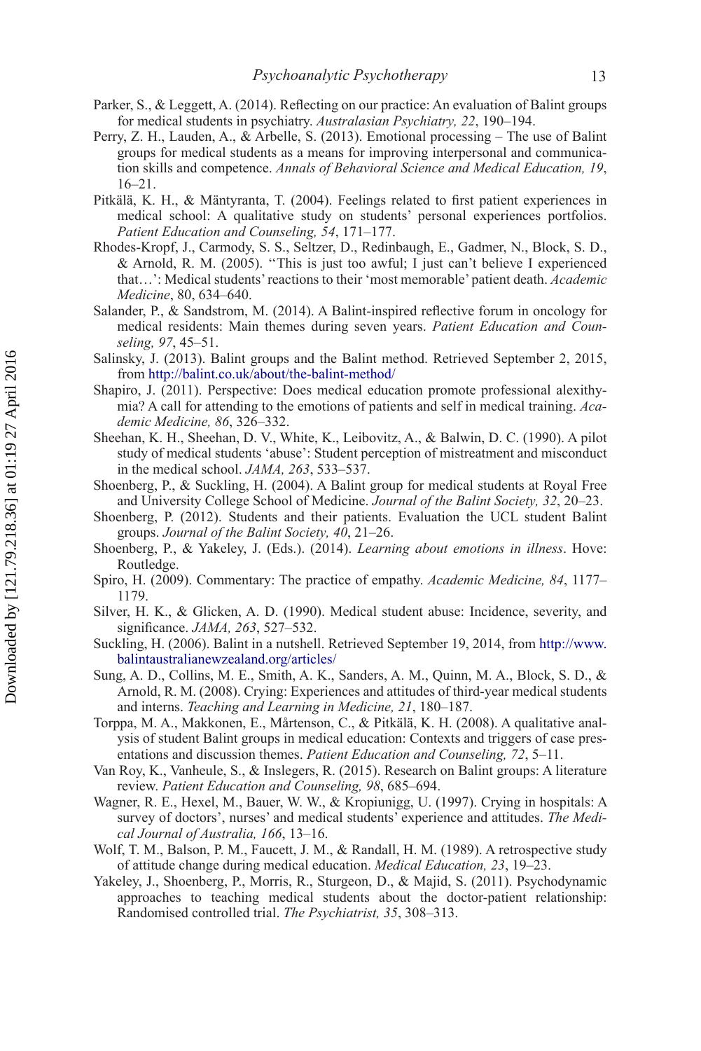Parker, S., & Leggett, A. (2014). Reflecting on our practice: An evaluation of Balint groups for medical students in psychiatry. *Australasian Psychiatry, 22*, 190–194.

Perry, Z. H., Lauden, A., & Arbelle, S. (2013). Emotional processing – The use of Balint groups for medical students as a means for improving interpersonal and communication skills and competence. *Annals of Behavioral Science and Medical Education, 19*, 16–21.

Pitkälä, K. H., & Mäntyranta, T. (2004). Feelings related to first patient experiences in medical school: A qualitative study on students' personal experiences portfolios. *Patient Education and Counseling, 54*, 171–177.

Rhodes-Kropf, J., Carmody, S. S., Seltzer, D., Redinbaugh, E., Gadmer, N., Block, S. D., & Arnold, R. M. (2005). ''This is just too awful; I just can't believe I experienced that…': Medical students' reactions to their 'most memorable' patient death. *Academic Medicine*, 80, 634–640.

Salander, P., & Sandstrom, M. (2014). A Balint-inspired reflective forum in oncology for medical residents: Main themes during seven years. *Patient Education and Counseling, 97*, 45–51.

Salinsky, J. (2013). Balint groups and the Balint method. Retrieved September 2, 2015, from http://balint.co.uk/about/the-balint-method/

Shapiro, J. (2011). Perspective: Does medical education promote professional alexithymia? A call for attending to the emotions of patients and self in medical training. *Academic Medicine, 86*, 326–332.

Sheehan, K. H., Sheehan, D. V., White, K., Leibovitz, A., & Balwin, D. C. (1990). A pilot study of medical students 'abuse': Student perception of mistreatment and misconduct in the medical school. *JAMA, 263*, 533–537.

Shoenberg, P., & Suckling, H. (2004). A Balint group for medical students at Royal Free and University College School of Medicine. *Journal of the Balint Society, 32*, 20–23.

Shoenberg, P. (2012). Students and their patients. Evaluation the UCL student Balint groups. *Journal of the Balint Society, 40*, 21–26.

Shoenberg, P., & Yakeley, J. (Eds.). (2014). *Learning about emotions in illness*. Hove: Routledge.

Spiro, H. (2009). Commentary: The practice of empathy. *Academic Medicine, 84*, 1177–1179.

Silver, H. K., & Glicken, A. D. (1990). Medical student abuse: Incidence, severity, and significance. *JAMA, 263*, 527–532.

Suckling, H. (2006). Balint in a nutshell. Retrieved September 19, 2014, from http://www.balintaustralianewzealand.org/articles/

Sung, A. D., Collins, M. E., Smith, A. K., Sanders, A. M., Quinn, M. A., Block, S. D., & Arnold, R. M. (2008). Crying: Experiences and attitudes of third-year medical students and interns. *Teaching and Learning in Medicine, 21*, 180–187.

Torppa, M. A., Makkonen, E., Mårtenson, C., & Pitkälä, K. H. (2008). A qualitative analysis of student Balint groups in medical education: Contexts and triggers of case presentations and discussion themes. *Patient Education and Counseling, 72*, 5–11.

Van Roy, K., Vanheule, S., & Inslegers, R. (2015). Research on Balint groups: A literature review. *Patient Education and Counseling, 98*, 685–694.

Wagner, R. E., Hexel, M., Bauer, W. W., & Kropiunigg, U. (1997). Crying in hospitals: A survey of doctors', nurses' and medical students' experience and attitudes. *The Medical Journal of Australia, 166*, 13–16.

Wolf, T. M., Balson, P. M., Faucett, J. M., & Randall, H. M. (1989). A retrospective study of attitude change during medical education. *Medical Education, 23*, 19–23.

Yakeley, J., Shoenberg, P., Morris, R., Sturgeon, D., & Majid, S. (2011). Psychodynamic approaches to teaching medical students about the doctor-patient relationship: Randomised controlled trial. *The Psychiatrist, 35*, 308–313.